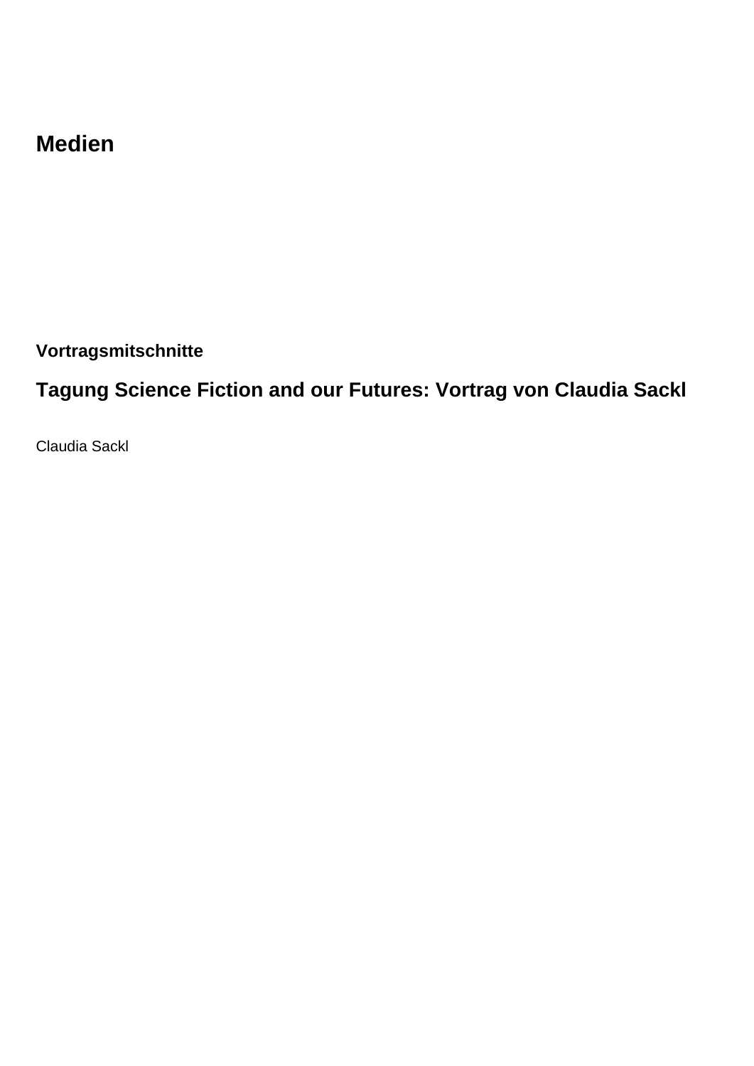# Medien

### Vortragsmitschnitte

## Tagung Science Fiction and our Futures: Vortrag von Claudia Sackl

Claudia Sackl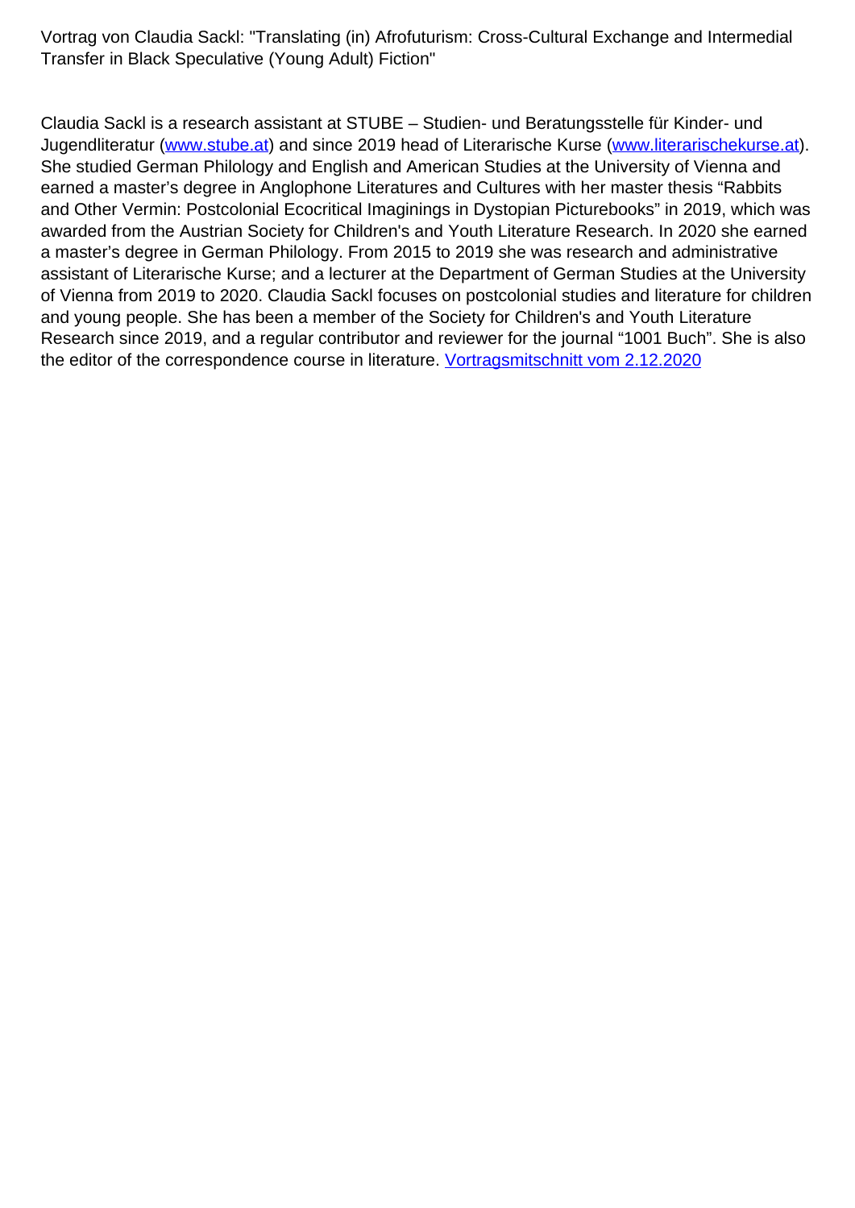Vortrag von Claudia Sackl: "Translating (in) Afrofuturism: Cross-Cultural Exchange and Intermedial Transfer in Black Speculative (Young Adult) Fiction"

Claudia Sackl is a research assistant at STUBE – Studien- und Beratungsstelle für Kinder- und Jugendliteratur (www.stube.at) and since 2019 head of Literarische Kurse (www.literarischekurse.at). She studied German Philology and English and American Studies at the University of Vienna and earned a master's degree in Anglophone Literatures and Cultures with her master thesis "Rabbits and Other Vermin: Postcolonial Ecocritical Imaginings in Dystopian Picturebooks" in 2019, which was awarded from the Austrian Society for Children's and Youth Literature Research. In 2020 she earned a master's degree in German Philology. From 2015 to 2019 she was research and administrative assistant of Literarische Kurse; and a lecturer at the Department of German Studies at the University of Vienna from 2019 to 2020. Claudia Sackl focuses on postcolonial studies and literature for children and young people. She has been a member of the Society for Children's and Youth Literature Research since 2019, and a regular contributor and reviewer for the journal "1001 Buch". She is also the editor of the correspondence course in literature. Vortragsmitschnitt vom 2.12.2020